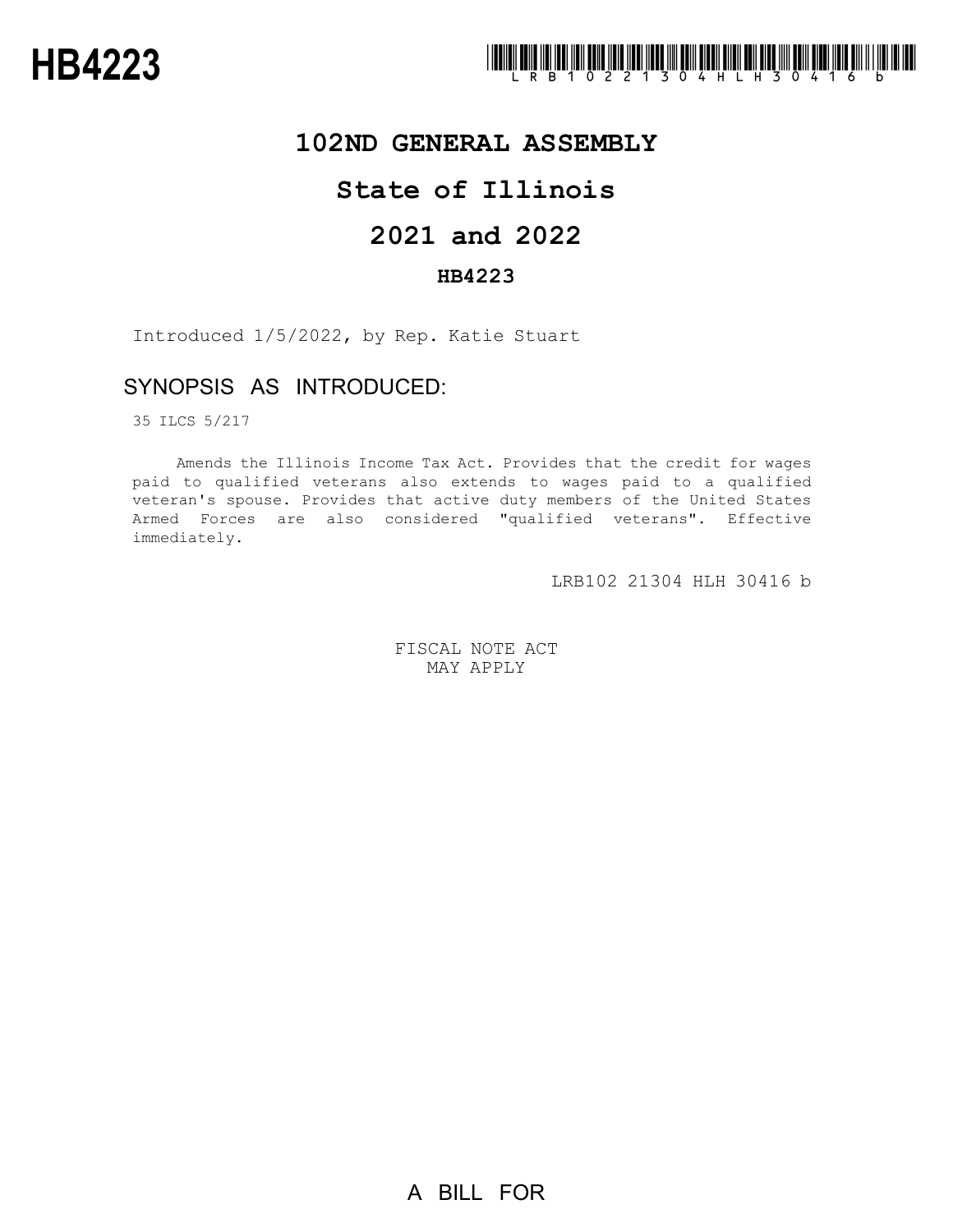# HB4223

LRB102 21304 HLH 30416 b

## 102ND GENERAL ASSEMBLY

## State of Illinois

## 2021 and 2022

### HB4223

Introduced 1/5/2022, by Rep. Katie Stuart

## SYNOPSIS AS INTRODUCED:

35 ILCS 5/217

Amends the Illinois Income Tax Act. Provides that the credit for wages paid to qualified veterans also extends to wages paid to a qualified veteran's spouse. Provides that active duty members of the United States Armed Forces are also considered "qualified veterans". Effective immediately.

LRB102 21304 HLH 30416 b

FISCAL NOTE ACT
MAY APPLY

A BILL FOR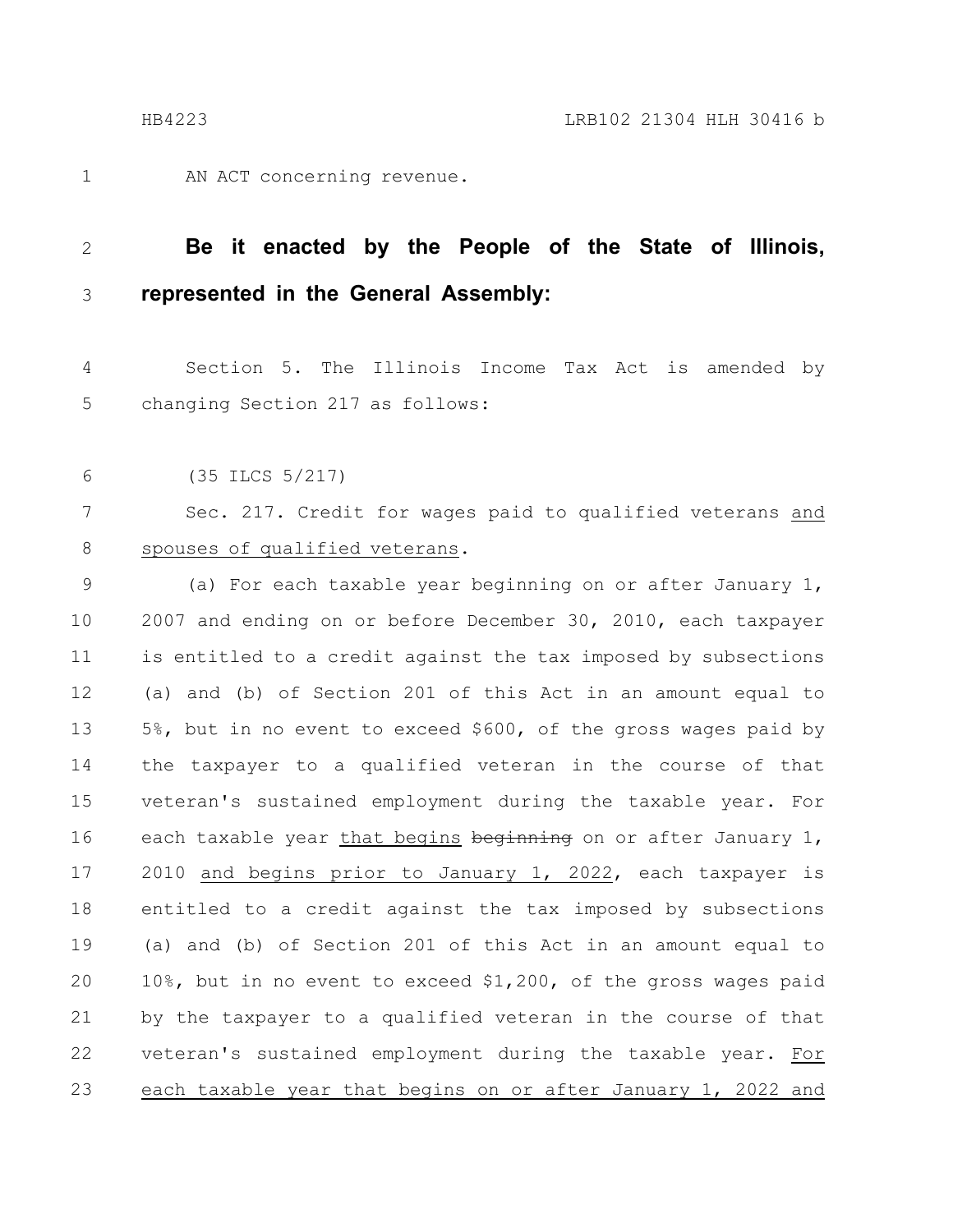AN ACT concerning revenue.

**Be it enacted by the People of the State of Illinois, represented in the General Assembly:**

Section 5. The Illinois Income Tax Act is amended by changing Section 217 as follows:

(35 ILCS 5/217)

Sec. 217. Credit for wages paid to qualified veterans <u>and spouses of qualified veterans</u>.

(a) For each taxable year beginning on or after January 1, 2007 and ending on or before December 30, 2010, each taxpayer is entitled to a credit against the tax imposed by subsections (a) and (b) of Section 201 of this Act in an amount equal to 5%, but in no event to exceed $600, of the gross wages paid by the taxpayer to a qualified veteran in the course of that veteran's sustained employment during the taxable year. For each taxable year <u>that begins</u> ~~beginning~~ on or after January 1, 2010 <u>and begins prior to January 1, 2022</u>, each taxpayer is entitled to a credit against the tax imposed by subsections (a) and (b) of Section 201 of this Act in an amount equal to 10%, but in no event to exceed $1,200, of the gross wages paid by the taxpayer to a qualified veteran in the course of that veteran's sustained employment during the taxable year. <u>For each taxable year that begins on or after January 1, 2022 and</u>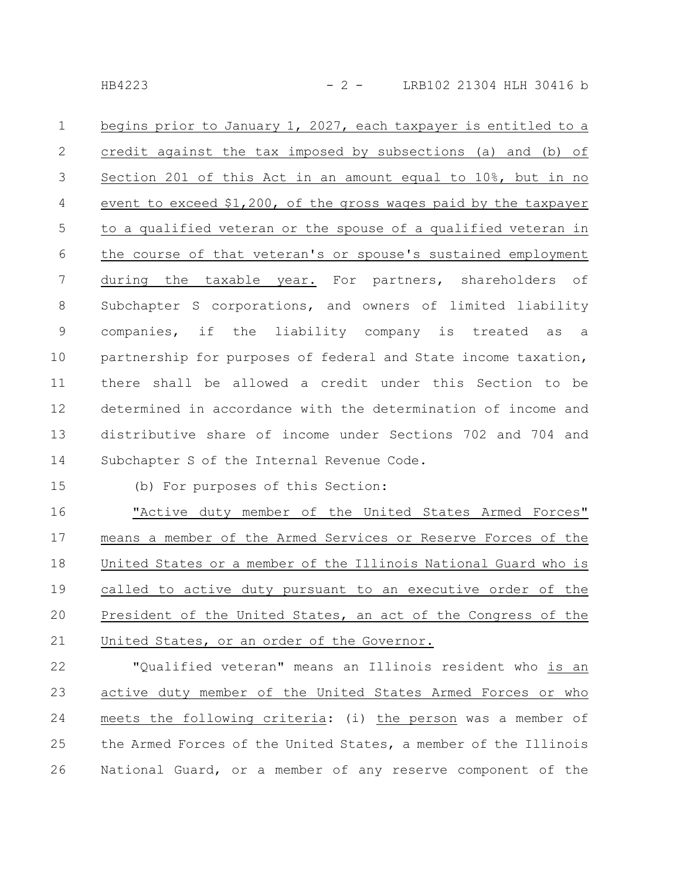begins prior to January 1, 2027, each taxpayer is entitled to a credit against the tax imposed by subsections (a) and (b) of Section 201 of this Act in an amount equal to 10%, but in no event to exceed $1,200, of the gross wages paid by the taxpayer to a qualified veteran or the spouse of a qualified veteran in the course of that veteran's or spouse's sustained employment during the taxable year. For partners, shareholders of Subchapter S corporations, and owners of limited liability companies, if the liability company is treated as a partnership for purposes of federal and State income taxation, there shall be allowed a credit under this Section to be determined in accordance with the determination of income and distributive share of income under Sections 702 and 704 and Subchapter S of the Internal Revenue Code.

(b) For purposes of this Section:

"Active duty member of the United States Armed Forces" means a member of the Armed Services or Reserve Forces of the United States or a member of the Illinois National Guard who is called to active duty pursuant to an executive order of the President of the United States, an act of the Congress of the United States, or an order of the Governor.

"Qualified veteran" means an Illinois resident who is an active duty member of the United States Armed Forces or who meets the following criteria: (i) the person was a member of the Armed Forces of the United States, a member of the Illinois National Guard, or a member of any reserve component of the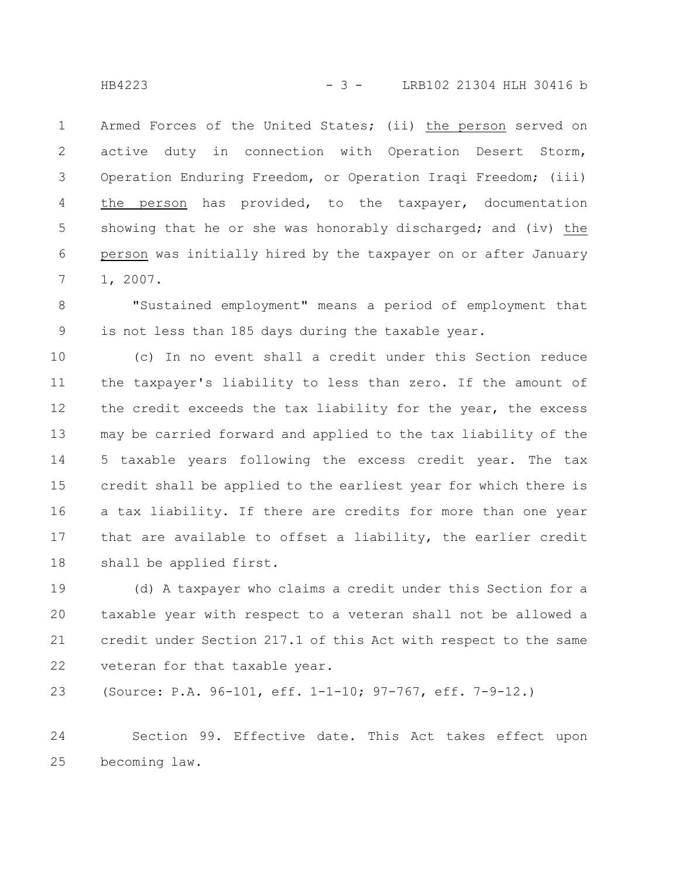Armed Forces of the United States; (ii) the person served on active duty in connection with Operation Desert Storm, Operation Enduring Freedom, or Operation Iraqi Freedom; (iii) the person has provided, to the taxpayer, documentation showing that he or she was honorably discharged; and (iv) the person was initially hired by the taxpayer on or after January 1, 2007.

"Sustained employment" means a period of employment that is not less than 185 days during the taxable year.

(c) In no event shall a credit under this Section reduce the taxpayer's liability to less than zero. If the amount of the credit exceeds the tax liability for the year, the excess may be carried forward and applied to the tax liability of the 5 taxable years following the excess credit year. The tax credit shall be applied to the earliest year for which there is a tax liability. If there are credits for more than one year that are available to offset a liability, the earlier credit shall be applied first.

(d) A taxpayer who claims a credit under this Section for a taxable year with respect to a veteran shall not be allowed a credit under Section 217.1 of this Act with respect to the same veteran for that taxable year.

(Source: P.A. 96-101, eff. 1-1-10; 97-767, eff. 7-9-12.)

Section 99. Effective date. This Act takes effect upon becoming law.